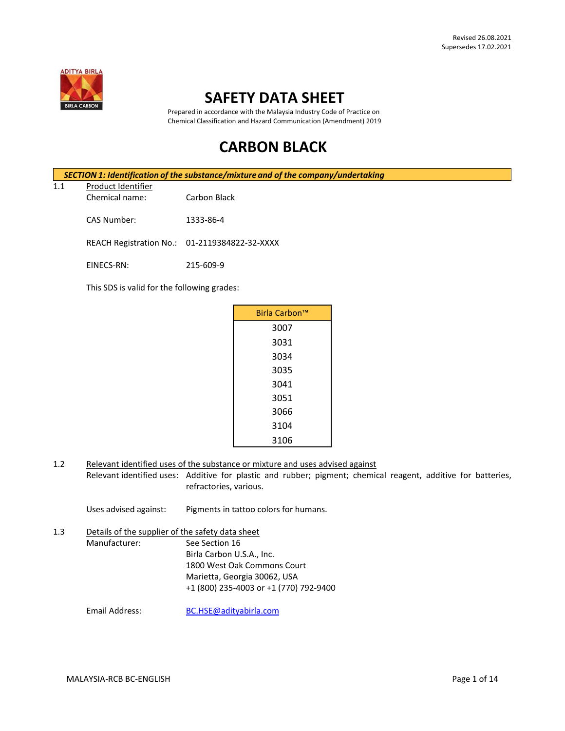Revised 26.08.2021
Supersedes 17.02.2021

# SAFETY DATA SHEET

Prepared in accordance with the Malaysia Industry Code of Practice on Chemical Classification and Hazard Communication (Amendment) 2019

# CARBON BLACK

## *SECTION 1: Identification of the substance/mixture and of the company/undertaking*

1.1 Product Identifier

Chemical name: Carbon Black

CAS Number: 1333-86-4

REACH Registration No.: 01-2119384822-32-XXXX

EINECS-RN: 215-609-9

This SDS is valid for the following grades:

| Birla Carbon™ |
|---|
| 3007 |
| 3031 |
| 3034 |
| 3035 |
| 3041 |
| 3051 |
| 3066 |
| 3104 |
| 3106 |

1.2 Relevant identified uses of the substance or mixture and uses advised against

Relevant identified uses: Additive for plastic and rubber; pigment; chemical reagent, additive for batteries, refractories, various.

Uses advised against: Pigments in tattoo colors for humans.

1.3 Details of the supplier of the safety data sheet

Manufacturer: See Section 16
Birla Carbon U.S.A., Inc.
1800 West Oak Commons Court
Marietta, Georgia 30062, USA
+1 (800) 235-4003 or +1 (770) 792-9400

Email Address: BC.HSE@adityabirla.com

MALAYSIA-RCB BC-ENGLISH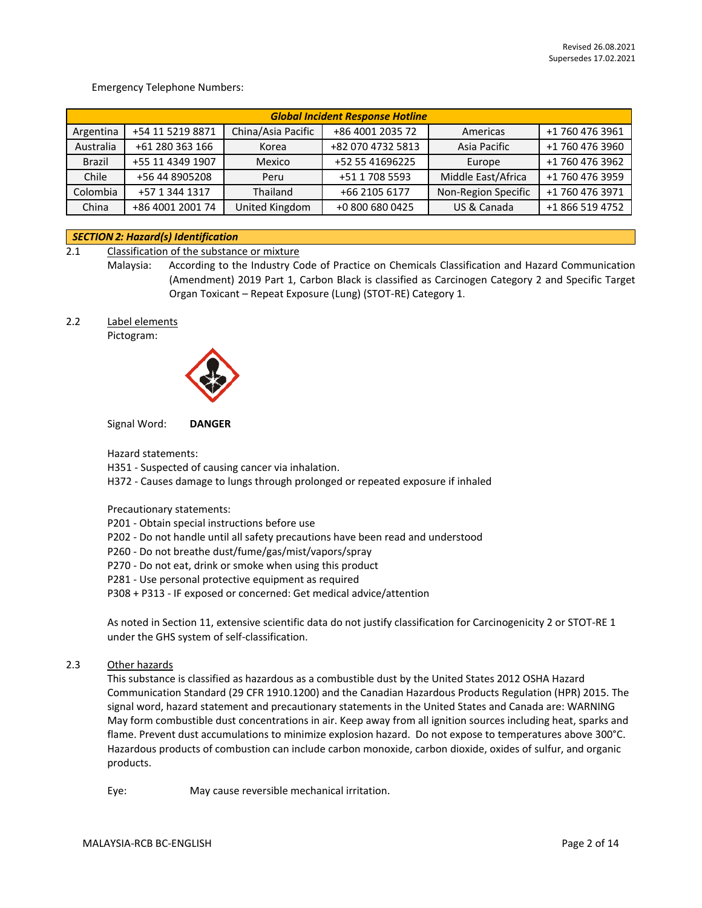Revised 26.08.2021
Supersedes 17.02.2021

Emergency Telephone Numbers:

| ***Global Incident Response Hotline*** | | | | | |
|---|---|---|---|---|---|
| Argentina | +54 11 5219 8871 | China/Asia Pacific | +86 4001 2035 72 | Americas | +1 760 476 3961 |
| Australia | +61 280 363 166 | Korea | +82 070 4732 5813 | Asia Pacific | +1 760 476 3960 |
| Brazil | +55 11 4349 1907 | Mexico | +52 55 41696225 | Europe | +1 760 476 3962 |
| Chile | +56 44 8905208 | Peru | +51 1 708 5593 | Middle East/Africa | +1 760 476 3959 |
| Colombia | +57 1 344 1317 | Thailand | +66 2105 6177 | Non-Region Specific | +1 760 476 3971 |
| China | +86 4001 2001 74 | United Kingdom | +0 800 680 0425 | US & Canada | +1 866 519 4752 |

## *SECTION 2: Hazard(s) Identification*

2.1 Classification of the substance or mixture

Malaysia: According to the Industry Code of Practice on Chemicals Classification and Hazard Communication (Amendment) 2019 Part 1, Carbon Black is classified as Carcinogen Category 2 and Specific Target Organ Toxicant – Repeat Exposure (Lung) (STOT-RE) Category 1.

2.2 Label elements

Pictogram:

Signal Word: **DANGER**

Hazard statements:
H351 - Suspected of causing cancer via inhalation.
H372 - Causes damage to lungs through prolonged or repeated exposure if inhaled

Precautionary statements:
P201 - Obtain special instructions before use
P202 - Do not handle until all safety precautions have been read and understood
P260 - Do not breathe dust/fume/gas/mist/vapors/spray
P270 - Do not eat, drink or smoke when using this product
P281 - Use personal protective equipment as required
P308 + P313 - IF exposed or concerned: Get medical advice/attention

As noted in Section 11, extensive scientific data do not justify classification for Carcinogenicity 2 or STOT-RE 1 under the GHS system of self-classification.

2.3 Other hazards

This substance is classified as hazardous as a combustible dust by the United States 2012 OSHA Hazard Communication Standard (29 CFR 1910.1200) and the Canadian Hazardous Products Regulation (HPR) 2015. The signal word, hazard statement and precautionary statements in the United States and Canada are: WARNING May form combustible dust concentrations in air. Keep away from all ignition sources including heat, sparks and flame. Prevent dust accumulations to minimize explosion hazard. Do not expose to temperatures above 300°C. Hazardous products of combustion can include carbon monoxide, carbon dioxide, oxides of sulfur, and organic products.

Eye: May cause reversible mechanical irritation.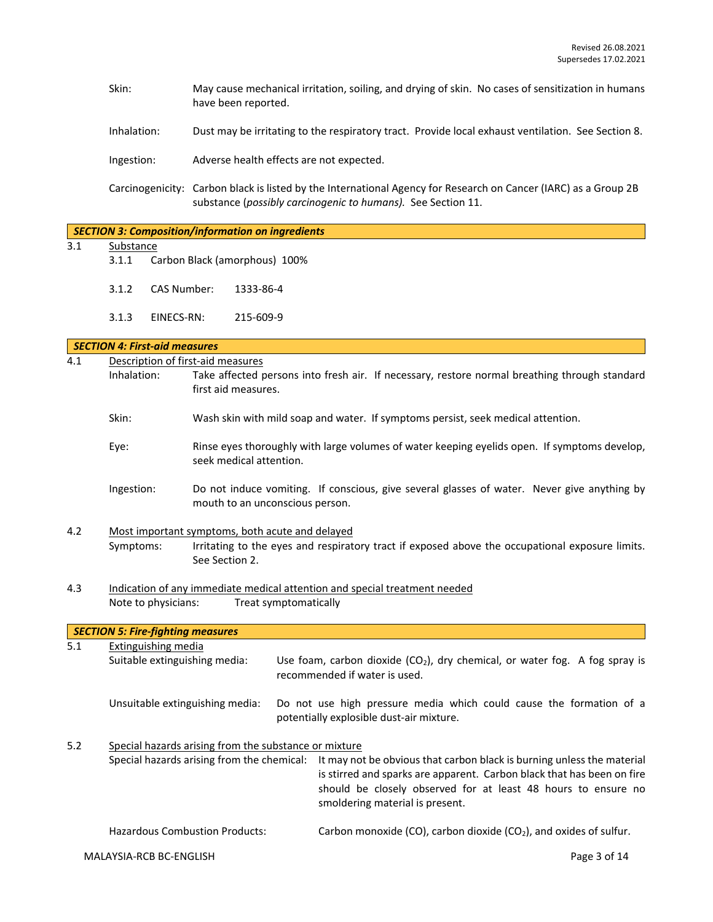Skin: May cause mechanical irritation, soiling, and drying of skin. No cases of sensitization in humans have been reported.

Inhalation: Dust may be irritating to the respiratory tract. Provide local exhaust ventilation. See Section 8.

Ingestion: Adverse health effects are not expected.

Carcinogenicity: Carbon black is listed by the International Agency for Research on Cancer (IARC) as a Group 2B substance (*possibly carcinogenic to humans).* See Section 11.

## *SECTION 3: Composition/information on ingredients*

3.1 Substance

3.1.1 Carbon Black (amorphous) 100%

3.1.2 CAS Number: 1333-86-4

3.1.3 EINECS-RN: 215-609-9

## *SECTION 4: First-aid measures*

4.1 Description of first-aid measures

Inhalation: Take affected persons into fresh air. If necessary, restore normal breathing through standard first aid measures.

Skin: Wash skin with mild soap and water. If symptoms persist, seek medical attention.

Eye: Rinse eyes thoroughly with large volumes of water keeping eyelids open. If symptoms develop, seek medical attention.

Ingestion: Do not induce vomiting. If conscious, give several glasses of water. Never give anything by mouth to an unconscious person.

4.2 Most important symptoms, both acute and delayed

Symptoms: Irritating to the eyes and respiratory tract if exposed above the occupational exposure limits. See Section 2.

4.3 Indication of any immediate medical attention and special treatment needed

Note to physicians: Treat symptomatically

## *SECTION 5: Fire-fighting measures*

5.1 Extinguishing media

Suitable extinguishing media: Use foam, carbon dioxide ($CO_2$), dry chemical, or water fog. A fog spray is recommended if water is used.

Unsuitable extinguishing media: Do not use high pressure media which could cause the formation of a potentially explosible dust-air mixture.

5.2 Special hazards arising from the substance or mixture

Special hazards arising from the chemical: It may not be obvious that carbon black is burning unless the material is stirred and sparks are apparent. Carbon black that has been on fire should be closely observed for at least 48 hours to ensure no smoldering material is present.

Hazardous Combustion Products: Carbon monoxide (CO), carbon dioxide ($CO_2$), and oxides of sulfur.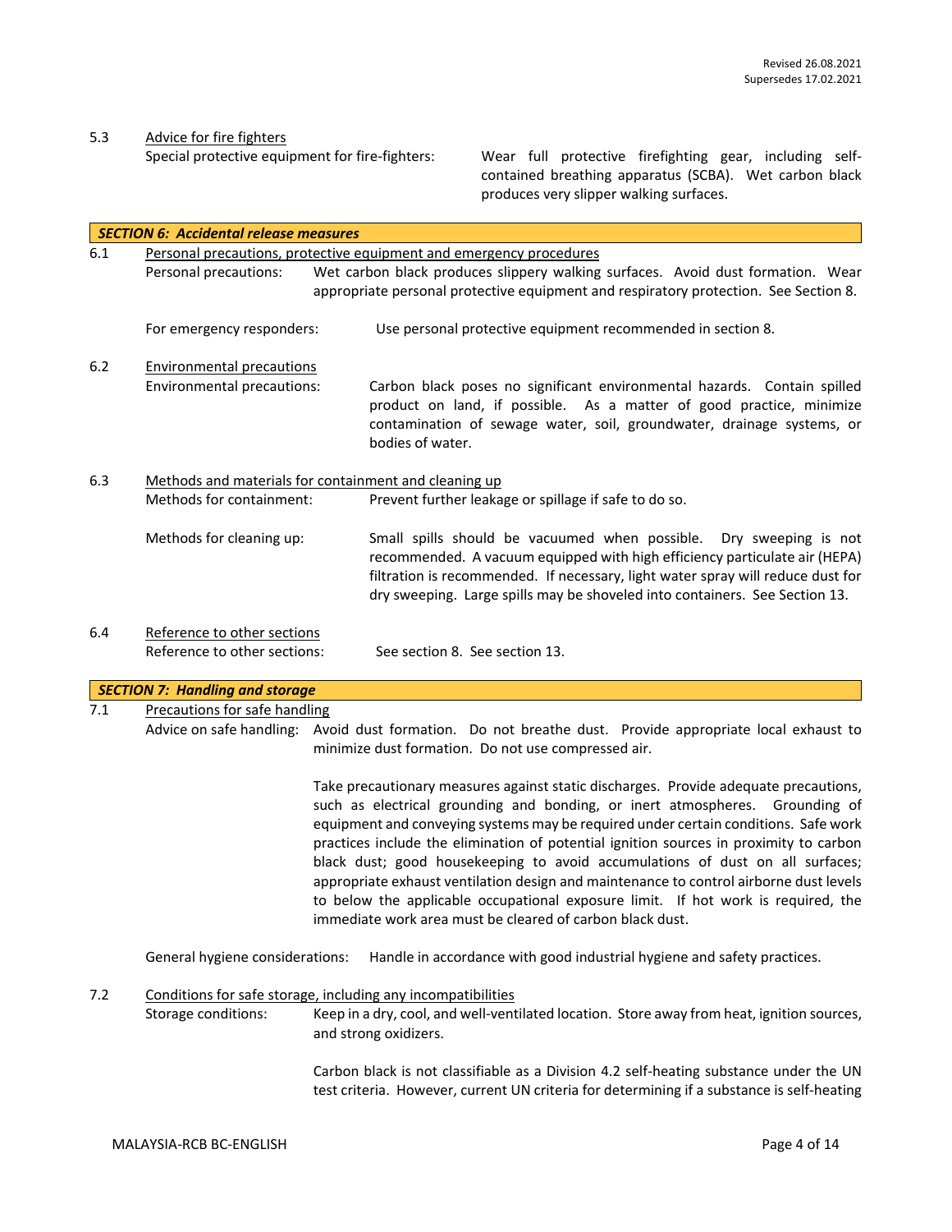5.3 Advice for fire fighters

Special protective equipment for fire-fighters: Wear full protective firefighting gear, including self-contained breathing apparatus (SCBA). Wet carbon black produces very slipper walking surfaces.

## SECTION 6: Accidental release measures

6.1 Personal precautions, protective equipment and emergency procedures

Personal precautions: Wet carbon black produces slippery walking surfaces. Avoid dust formation. Wear appropriate personal protective equipment and respiratory protection. See Section 8.

For emergency responders: Use personal protective equipment recommended in section 8.

6.2 Environmental precautions

Environmental precautions: Carbon black poses no significant environmental hazards. Contain spilled product on land, if possible. As a matter of good practice, minimize contamination of sewage water, soil, groundwater, drainage systems, or bodies of water.

6.3 Methods and materials for containment and cleaning up

Methods for containment: Prevent further leakage or spillage if safe to do so.

Methods for cleaning up: Small spills should be vacuumed when possible. Dry sweeping is not recommended. A vacuum equipped with high efficiency particulate air (HEPA) filtration is recommended. If necessary, light water spray will reduce dust for dry sweeping. Large spills may be shoveled into containers. See Section 13.

6.4 Reference to other sections

Reference to other sections: See section 8. See section 13.

## SECTION 7: Handling and storage

7.1 Precautions for safe handling

Advice on safe handling: Avoid dust formation. Do not breathe dust. Provide appropriate local exhaust to minimize dust formation. Do not use compressed air.

Take precautionary measures against static discharges. Provide adequate precautions, such as electrical grounding and bonding, or inert atmospheres. Grounding of equipment and conveying systems may be required under certain conditions. Safe work practices include the elimination of potential ignition sources in proximity to carbon black dust; good housekeeping to avoid accumulations of dust on all surfaces; appropriate exhaust ventilation design and maintenance to control airborne dust levels to below the applicable occupational exposure limit. If hot work is required, the immediate work area must be cleared of carbon black dust.

General hygiene considerations: Handle in accordance with good industrial hygiene and safety practices.

7.2 Conditions for safe storage, including any incompatibilities

Storage conditions: Keep in a dry, cool, and well-ventilated location. Store away from heat, ignition sources, and strong oxidizers.

Carbon black is not classifiable as a Division 4.2 self-heating substance under the UN test criteria. However, current UN criteria for determining if a substance is self-heating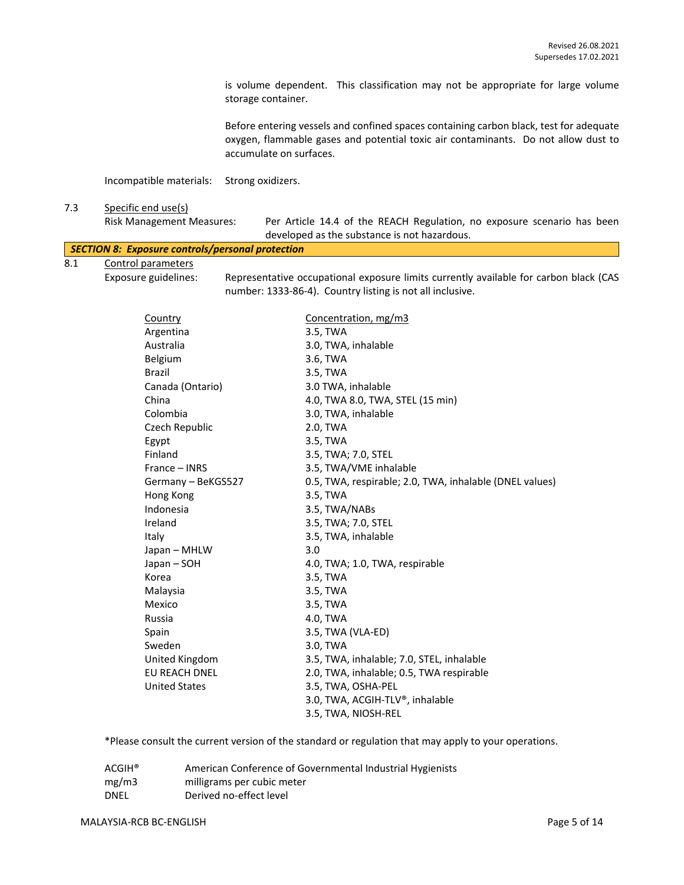is volume dependent. This classification may not be appropriate for large volume storage container.

Before entering vessels and confined spaces containing carbon black, test for adequate oxygen, flammable gases and potential toxic air contaminants. Do not allow dust to accumulate on surfaces.

Incompatible materials: Strong oxidizers.

7.3 Specific end use(s)

Risk Management Measures: Per Article 14.4 of the REACH Regulation, no exposure scenario has been developed as the substance is not hazardous.

## ***SECTION 8: Exposure controls/personal protection***

8.1 Control parameters

Exposure guidelines: Representative occupational exposure limits currently available for carbon black (CAS number: 1333-86-4). Country listing is not all inclusive.

| Country | Concentration, mg/m3 |
|---|---|
| Argentina | 3.5, TWA |
| Australia | 3.0, TWA, inhalable |
| Belgium | 3.6, TWA |
| Brazil | 3.5, TWA |
| Canada (Ontario) | 3.0 TWA, inhalable |
| China | 4.0, TWA 8.0, TWA, STEL (15 min) |
| Colombia | 3.0, TWA, inhalable |
| Czech Republic | 2.0, TWA |
| Egypt | 3.5, TWA |
| Finland | 3.5, TWA; 7.0, STEL |
| France – INRS | 3.5, TWA/VME inhalable |
| Germany – BeKGS527 | 0.5, TWA, respirable; 2.0, TWA, inhalable (DNEL values) |
| Hong Kong | 3.5, TWA |
| Indonesia | 3.5, TWA/NABs |
| Ireland | 3.5, TWA; 7.0, STEL |
| Italy | 3.5, TWA, inhalable |
| Japan – MHLW | 3.0 |
| Japan – SOH | 4.0, TWA; 1.0, TWA, respirable |
| Korea | 3.5, TWA |
| Malaysia | 3.5, TWA |
| Mexico | 3.5, TWA |
| Russia | 4.0, TWA |
| Spain | 3.5, TWA (VLA-ED) |
| Sweden | 3.0, TWA |
| United Kingdom | 3.5, TWA, inhalable; 7.0, STEL, inhalable |
| EU REACH DNEL | 2.0, TWA, inhalable; 0.5, TWA respirable |
| United States | 3.5, TWA, OSHA-PEL |
| | 3.0, TWA, ACGIH-TLV®, inhalable |
| | 3.5, TWA, NIOSH-REL |

*Please consult the current version of the standard or regulation that may apply to your operations.

| | |
|---|---|
| ACGIH® | American Conference of Governmental Industrial Hygienists |
| mg/m3 | milligrams per cubic meter |
| DNEL | Derived no-effect level |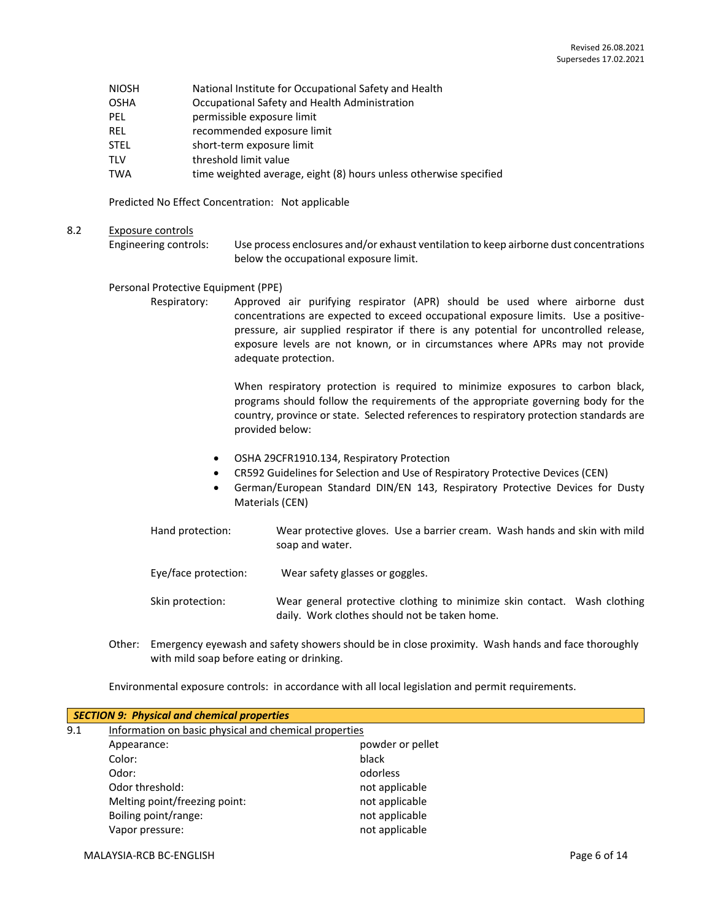| | |
|---|---|
| NIOSH | National Institute for Occupational Safety and Health |
| OSHA | Occupational Safety and Health Administration |
| PEL | permissible exposure limit |
| REL | recommended exposure limit |
| STEL | short-term exposure limit |
| TLV | threshold limit value |
| TWA | time weighted average, eight (8) hours unless otherwise specified |

Predicted No Effect Concentration: Not applicable

8.2 Exposure controls

Engineering controls: Use process enclosures and/or exhaust ventilation to keep airborne dust concentrations below the occupational exposure limit.

Personal Protective Equipment (PPE)

Respiratory: Approved air purifying respirator (APR) should be used where airborne dust concentrations are expected to exceed occupational exposure limits. Use a positive-pressure, air supplied respirator if there is any potential for uncontrolled release, exposure levels are not known, or in circumstances where APRs may not provide adequate protection.

When respiratory protection is required to minimize exposures to carbon black, programs should follow the requirements of the appropriate governing body for the country, province or state. Selected references to respiratory protection standards are provided below:

- OSHA 29CFR1910.134, Respiratory Protection
- CR592 Guidelines for Selection and Use of Respiratory Protective Devices (CEN)
- German/European Standard DIN/EN 143, Respiratory Protective Devices for Dusty Materials (CEN)

Hand protection: Wear protective gloves. Use a barrier cream. Wash hands and skin with mild soap and water.

Eye/face protection: Wear safety glasses or goggles.

Skin protection: Wear general protective clothing to minimize skin contact. Wash clothing daily. Work clothes should not be taken home.

Other: Emergency eyewash and safety showers should be in close proximity. Wash hands and face thoroughly with mild soap before eating or drinking.

Environmental exposure controls: in accordance with all local legislation and permit requirements.

## *SECTION 9: Physical and chemical properties*

9.1 Information on basic physical and chemical properties

| | |
|---|---|
| Appearance: | powder or pellet |
| Color: | black |
| Odor: | odorless |
| Odor threshold: | not applicable |
| Melting point/freezing point: | not applicable |
| Boiling point/range: | not applicable |
| Vapor pressure: | not applicable |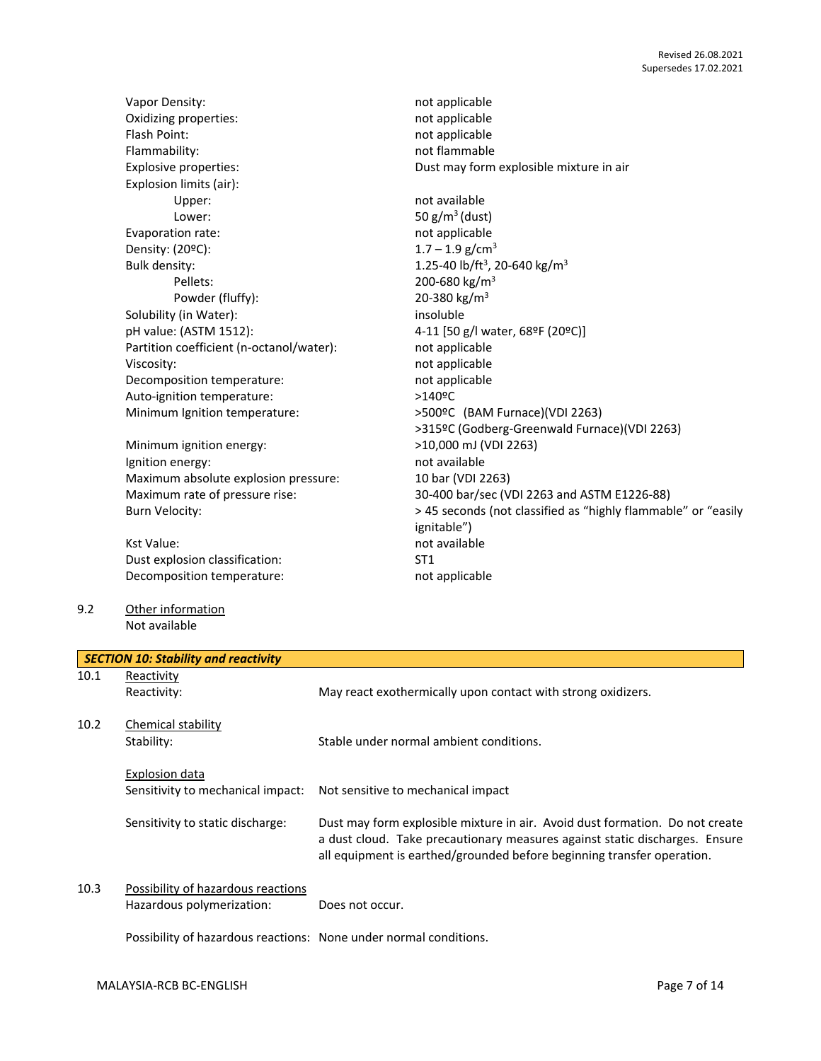| | |
|---|---|
| Vapor Density: | not applicable |
| Oxidizing properties: | not applicable |
| Flash Point: | not applicable |
| Flammability: | not flammable |
| Explosive properties: | Dust may form explosible mixture in air |
| Explosion limits (air): | |
| Upper: | not available |
| Lower: | 50 $g/m^3$ (dust) |
| Evaporation rate: | not applicable |
| Density: (20ºC): | 1.7 – 1.9 $g/cm^3$ |
| Bulk density: | 1.25-40 $lb/ft^3$, 20-640 $kg/m^3$ |
| Pellets: | 200-680 $kg/m^3$ |
| Powder (fluffy): | 20-380 $kg/m^3$ |
| Solubility (in Water): | insoluble |
| pH value: (ASTM 1512): | 4-11 [50 g/l water, 68ºF (20ºC)] |
| Partition coefficient (n-octanol/water): | not applicable |
| Viscosity: | not applicable |
| Decomposition temperature: | not applicable |
| Auto-ignition temperature: | >140ºC |
| Minimum Ignition temperature: | >500ºC (BAM Furnace)(VDI 2263)<br>>315ºC (Godberg-Greenwald Furnace)(VDI 2263) |
| Minimum ignition energy: | >10,000 mJ (VDI 2263) |
| Ignition energy: | not available |
| Maximum absolute explosion pressure: | 10 bar (VDI 2263) |
| Maximum rate of pressure rise: | 30-400 bar/sec (VDI 2263 and ASTM E1226-88) |
| Burn Velocity: | > 45 seconds (not classified as "highly flammable" or "easily ignitable") |
| Kst Value: | not available |
| Dust explosion classification: | ST1 |
| Decomposition temperature: | not applicable |

9.2 Other information

Not available

## SECTION 10: Stability and reactivity

10.1 Reactivity

Reactivity: May react exothermically upon contact with strong oxidizers.

10.2 Chemical stability

Stability: Stable under normal ambient conditions.

Explosion data

Sensitivity to mechanical impact: Not sensitive to mechanical impact

Sensitivity to static discharge: Dust may form explosible mixture in air. Avoid dust formation. Do not create a dust cloud. Take precautionary measures against static discharges. Ensure all equipment is earthed/grounded before beginning transfer operation.

10.3 Possibility of hazardous reactions

Hazardous polymerization: Does not occur.

Possibility of hazardous reactions: None under normal conditions.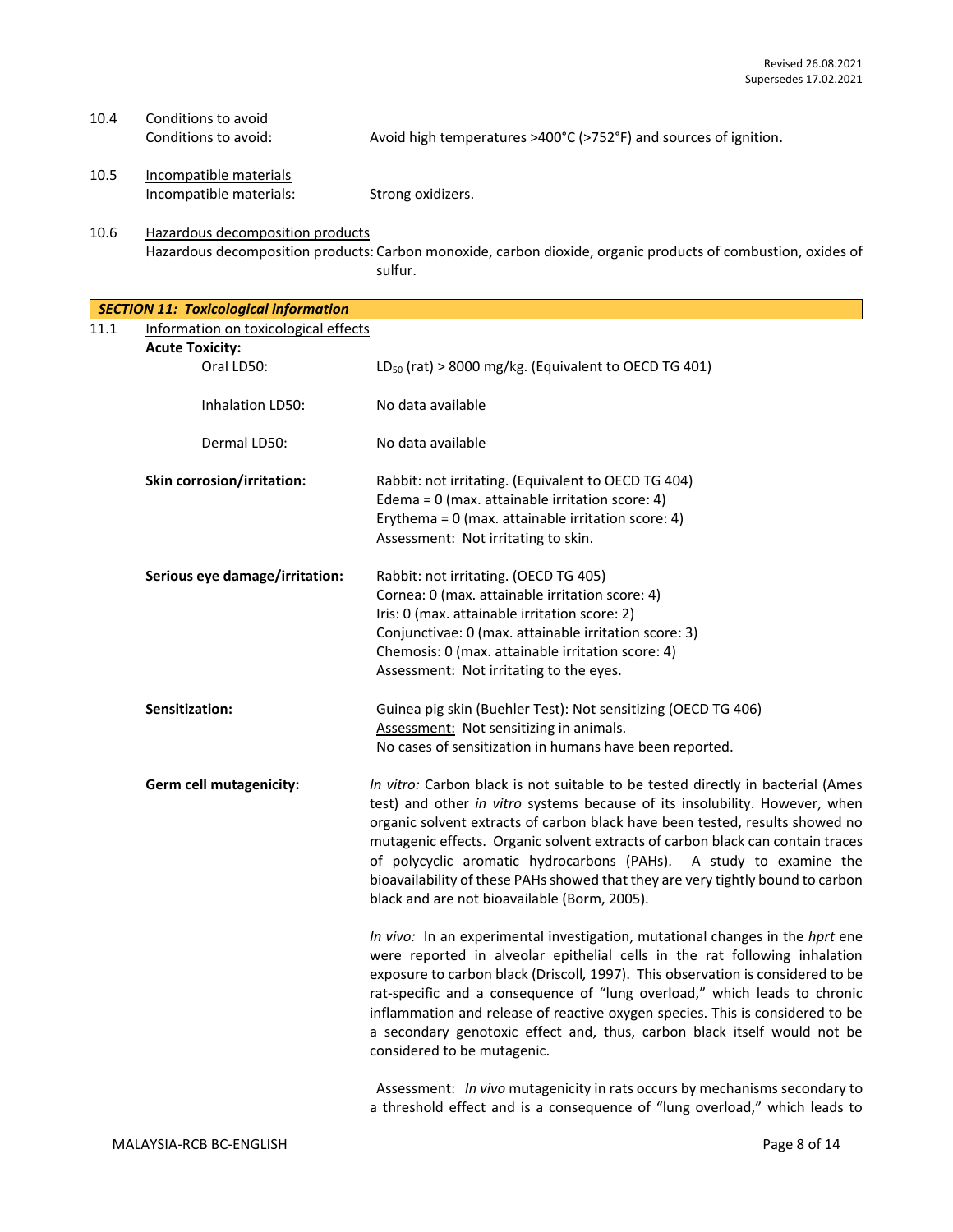10.4 Conditions to avoid

Conditions to avoid: Avoid high temperatures >400°C (>752°F) and sources of ignition.

10.5 Incompatible materials

Incompatible materials: Strong oxidizers.

10.6 Hazardous decomposition products

Hazardous decomposition products: Carbon monoxide, carbon dioxide, organic products of combustion, oxides of sulfur.

## *SECTION 11: Toxicological information*

11.1 Information on toxicological effects

**Acute Toxicity:**

Oral LD50: $LD_{50}$ (rat) > 8000 mg/kg. (Equivalent to OECD TG 401)

Inhalation LD50: No data available

Dermal LD50: No data available

**Skin corrosion/irritation:** Rabbit: not irritating. (Equivalent to OECD TG 404)
Edema = 0 (max. attainable irritation score: 4)
Erythema = 0 (max. attainable irritation score: 4)
Assessment: Not irritating to skin.

**Serious eye damage/irritation:** Rabbit: not irritating. (OECD TG 405)
Cornea: 0 (max. attainable irritation score: 4)
Iris: 0 (max. attainable irritation score: 2)
Conjunctivae: 0 (max. attainable irritation score: 3)
Chemosis: 0 (max. attainable irritation score: 4)
Assessment: Not irritating to the eyes.

**Sensitization:** Guinea pig skin (Buehler Test): Not sensitizing (OECD TG 406)
Assessment: Not sensitizing in animals.
No cases of sensitization in humans have been reported.

**Germ cell mutagenicity:** *In vitro:* Carbon black is not suitable to be tested directly in bacterial (Ames test) and other *in vitro* systems because of its insolubility. However, when organic solvent extracts of carbon black have been tested, results showed no mutagenic effects. Organic solvent extracts of carbon black can contain traces of polycyclic aromatic hydrocarbons (PAHs). A study to examine the bioavailability of these PAHs showed that they are very tightly bound to carbon black and are not bioavailable (Borm, 2005).

*In vivo:* In an experimental investigation, mutational changes in the *hprt* ene were reported in alveolar epithelial cells in the rat following inhalation exposure to carbon black (Driscoll, 1997). This observation is considered to be rat-specific and a consequence of "lung overload," which leads to chronic inflammation and release of reactive oxygen species. This is considered to be a secondary genotoxic effect and, thus, carbon black itself would not be considered to be mutagenic.

Assessment: *In vivo* mutagenicity in rats occurs by mechanisms secondary to a threshold effect and is a consequence of "lung overload," which leads to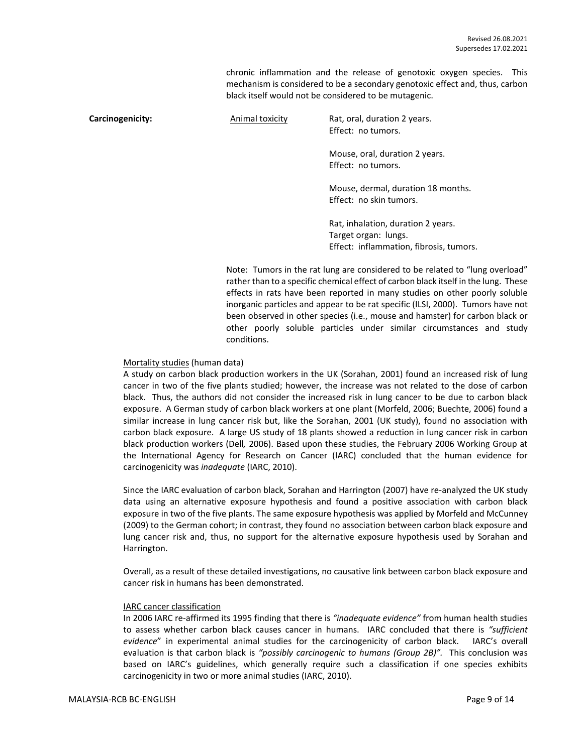chronic inflammation and the release of genotoxic oxygen species. This mechanism is considered to be a secondary genotoxic effect and, thus, carbon black itself would not be considered to be mutagenic.

**Carcinogenicity:**

Animal toxicity

Rat, oral, duration 2 years.
Effect: no tumors.

Mouse, oral, duration 2 years.
Effect: no tumors.

Mouse, dermal, duration 18 months.
Effect: no skin tumors.

Rat, inhalation, duration 2 years.
Target organ: lungs.
Effect: inflammation, fibrosis, tumors.

Note: Tumors in the rat lung are considered to be related to "lung overload" rather than to a specific chemical effect of carbon black itself in the lung. These effects in rats have been reported in many studies on other poorly soluble inorganic particles and appear to be rat specific (ILSI, 2000). Tumors have not been observed in other species (i.e., mouse and hamster) for carbon black or other poorly soluble particles under similar circumstances and study conditions.

Mortality studies (human data)

A study on carbon black production workers in the UK (Sorahan, 2001) found an increased risk of lung cancer in two of the five plants studied; however, the increase was not related to the dose of carbon black. Thus, the authors did not consider the increased risk in lung cancer to be due to carbon black exposure. A German study of carbon black workers at one plant (Morfeld, 2006; Buechte, 2006) found a similar increase in lung cancer risk but, like the Sorahan, 2001 (UK study), found no association with carbon black exposure. A large US study of 18 plants showed a reduction in lung cancer risk in carbon black production workers (Dell*,* 2006). Based upon these studies, the February 2006 Working Group at the International Agency for Research on Cancer (IARC) concluded that the human evidence for carcinogenicity was *inadequate* (IARC, 2010).

Since the IARC evaluation of carbon black, Sorahan and Harrington (2007) have re-analyzed the UK study data using an alternative exposure hypothesis and found a positive association with carbon black exposure in two of the five plants. The same exposure hypothesis was applied by Morfeld and McCunney (2009) to the German cohort; in contrast, they found no association between carbon black exposure and lung cancer risk and, thus, no support for the alternative exposure hypothesis used by Sorahan and Harrington.

Overall, as a result of these detailed investigations, no causative link between carbon black exposure and cancer risk in humans has been demonstrated.

IARC cancer classification

In 2006 IARC re-affirmed its 1995 finding that there is *"inadequate evidence"* from human health studies to assess whether carbon black causes cancer in humans. IARC concluded that there is *"sufficient evidence*" in experimental animal studies for the carcinogenicity of carbon black. IARC's overall evaluation is that carbon black is *"possibly carcinogenic to humans (Group 2B)".* This conclusion was based on IARC's guidelines, which generally require such a classification if one species exhibits carcinogenicity in two or more animal studies (IARC, 2010).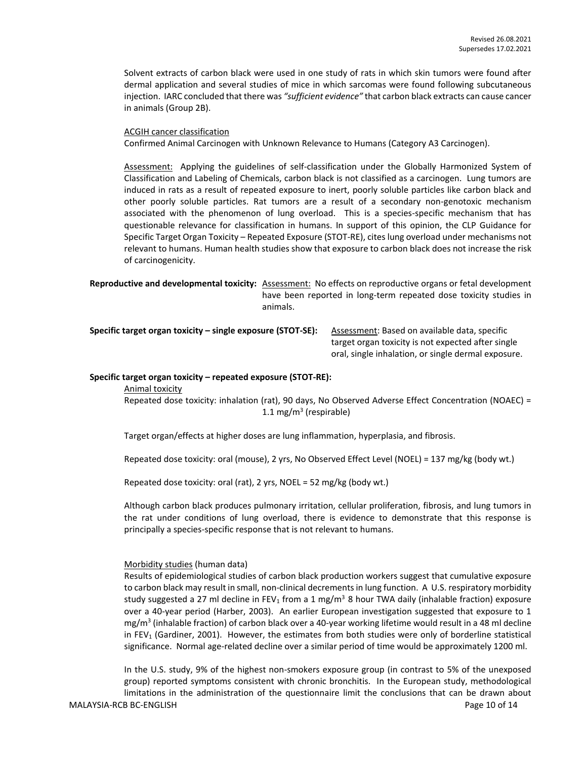Solvent extracts of carbon black were used in one study of rats in which skin tumors were found after dermal application and several studies of mice in which sarcomas were found following subcutaneous injection. IARC concluded that there was *"sufficient evidence"* that carbon black extracts can cause cancer in animals (Group 2B).

ACGIH cancer classification

Confirmed Animal Carcinogen with Unknown Relevance to Humans (Category A3 Carcinogen).

Assessment: Applying the guidelines of self-classification under the Globally Harmonized System of Classification and Labeling of Chemicals, carbon black is not classified as a carcinogen. Lung tumors are induced in rats as a result of repeated exposure to inert, poorly soluble particles like carbon black and other poorly soluble particles. Rat tumors are a result of a secondary non-genotoxic mechanism associated with the phenomenon of lung overload. This is a species-specific mechanism that has questionable relevance for classification in humans. In support of this opinion, the CLP Guidance for Specific Target Organ Toxicity – Repeated Exposure (STOT-RE), cites lung overload under mechanisms not relevant to humans. Human health studies show that exposure to carbon black does not increase the risk of carcinogenicity.

**Reproductive and developmental toxicity:** Assessment: No effects on reproductive organs or fetal development have been reported in long-term repeated dose toxicity studies in animals.

**Specific target organ toxicity – single exposure (STOT-SE):** Assessment: Based on available data, specific target organ toxicity is not expected after single oral, single inhalation, or single dermal exposure.

**Specific target organ toxicity – repeated exposure (STOT-RE):**

Animal toxicity

Repeated dose toxicity: inhalation (rat), 90 days, No Observed Adverse Effect Concentration (NOAEC) = 1.1 mg/m$^3$ (respirable)

Target organ/effects at higher doses are lung inflammation, hyperplasia, and fibrosis.

Repeated dose toxicity: oral (mouse), 2 yrs, No Observed Effect Level (NOEL) = 137 mg/kg (body wt.)

Repeated dose toxicity: oral (rat), 2 yrs, NOEL = 52 mg/kg (body wt.)

Although carbon black produces pulmonary irritation, cellular proliferation, fibrosis, and lung tumors in the rat under conditions of lung overload, there is evidence to demonstrate that this response is principally a species-specific response that is not relevant to humans.

Morbidity studies (human data)

Results of epidemiological studies of carbon black production workers suggest that cumulative exposure to carbon black may result in small, non-clinical decrements in lung function. A U.S. respiratory morbidity study suggested a 27 ml decline in $FEV_1$ from a 1 mg/m$^3$ 8 hour TWA daily (inhalable fraction) exposure over a 40-year period (Harber, 2003). An earlier European investigation suggested that exposure to 1 mg/m$^3$ (inhalable fraction) of carbon black over a 40-year working lifetime would result in a 48 ml decline in $FEV_1$ (Gardiner, 2001). However, the estimates from both studies were only of borderline statistical significance. Normal age-related decline over a similar period of time would be approximately 1200 ml.

In the U.S. study, 9% of the highest non-smokers exposure group (in contrast to 5% of the unexposed group) reported symptoms consistent with chronic bronchitis. In the European study, methodological limitations in the administration of the questionnaire limit the conclusions that can be drawn about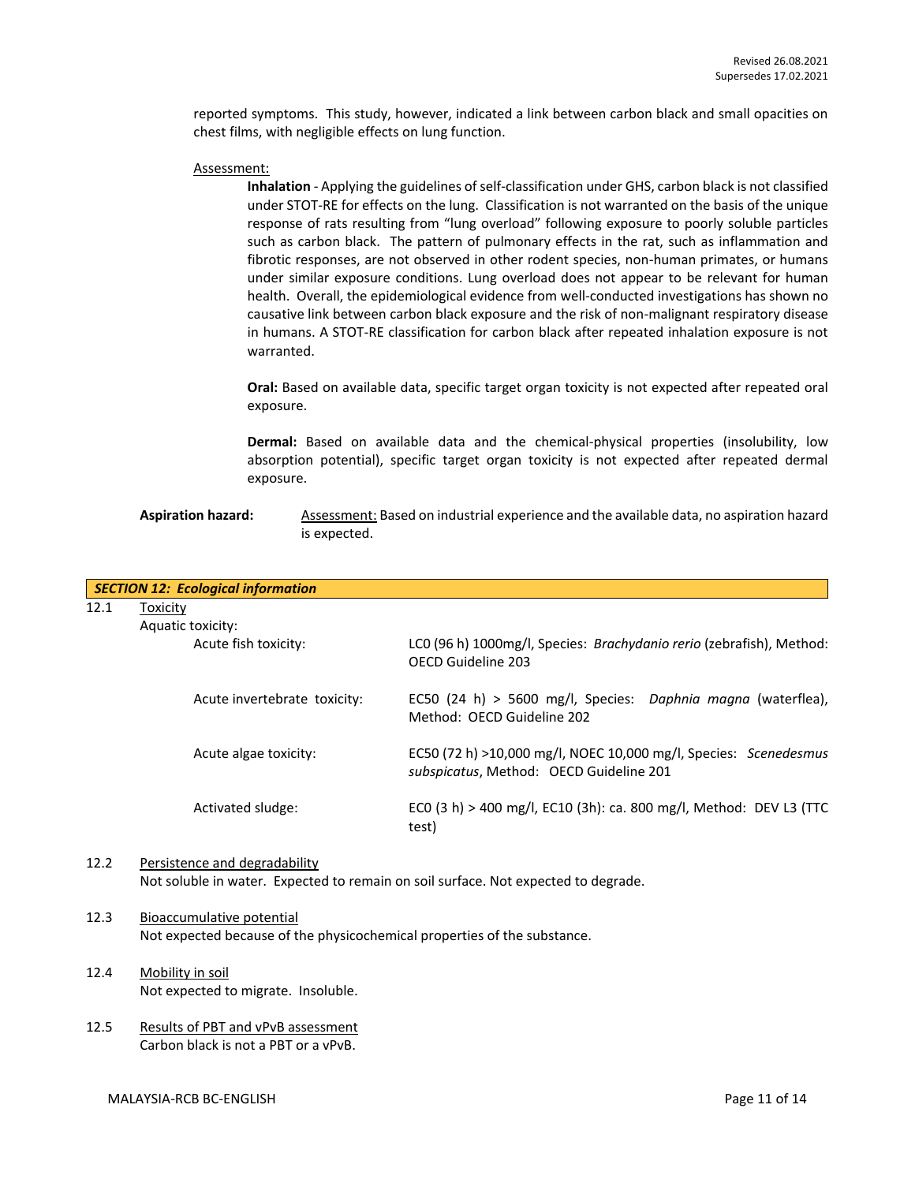reported symptoms. This study, however, indicated a link between carbon black and small opacities on chest films, with negligible effects on lung function.

Assessment:

**Inhalation** - Applying the guidelines of self-classification under GHS, carbon black is not classified under STOT-RE for effects on the lung. Classification is not warranted on the basis of the unique response of rats resulting from "lung overload" following exposure to poorly soluble particles such as carbon black. The pattern of pulmonary effects in the rat, such as inflammation and fibrotic responses, are not observed in other rodent species, non-human primates, or humans under similar exposure conditions. Lung overload does not appear to be relevant for human health. Overall, the epidemiological evidence from well-conducted investigations has shown no causative link between carbon black exposure and the risk of non-malignant respiratory disease in humans. A STOT-RE classification for carbon black after repeated inhalation exposure is not warranted.

**Oral:** Based on available data, specific target organ toxicity is not expected after repeated oral exposure.

**Dermal:** Based on available data and the chemical-physical properties (insolubility, low absorption potential), specific target organ toxicity is not expected after repeated dermal exposure.

**Aspiration hazard:** Assessment: Based on industrial experience and the available data, no aspiration hazard is expected.

## *SECTION 12: Ecological information*

12.1 Toxicity

Aquatic toxicity:

| | |
|---|---|
| Acute fish toxicity: | LC0 (96 h) 1000mg/l, Species: *Brachydanio rerio* (zebrafish), Method: OECD Guideline 203 |
| Acute invertebrate toxicity: | EC50 (24 h) > 5600 mg/l, Species: *Daphnia magna* (waterflea), Method: OECD Guideline 202 |
| Acute algae toxicity: | EC50 (72 h) >10,000 mg/l, NOEC 10,000 mg/l, Species: *Scenedesmus subspicatus*, Method: OECD Guideline 201 |
| Activated sludge: | EC0 (3 h) > 400 mg/l, EC10 (3h): ca. 800 mg/l, Method: DEV L3 (TTC test) |

12.2 Persistence and degradability

Not soluble in water. Expected to remain on soil surface. Not expected to degrade.

12.3 Bioaccumulative potential

Not expected because of the physicochemical properties of the substance.

12.4 Mobility in soil

Not expected to migrate. Insoluble.

12.5 Results of PBT and vPvB assessment

Carbon black is not a PBT or a vPvB.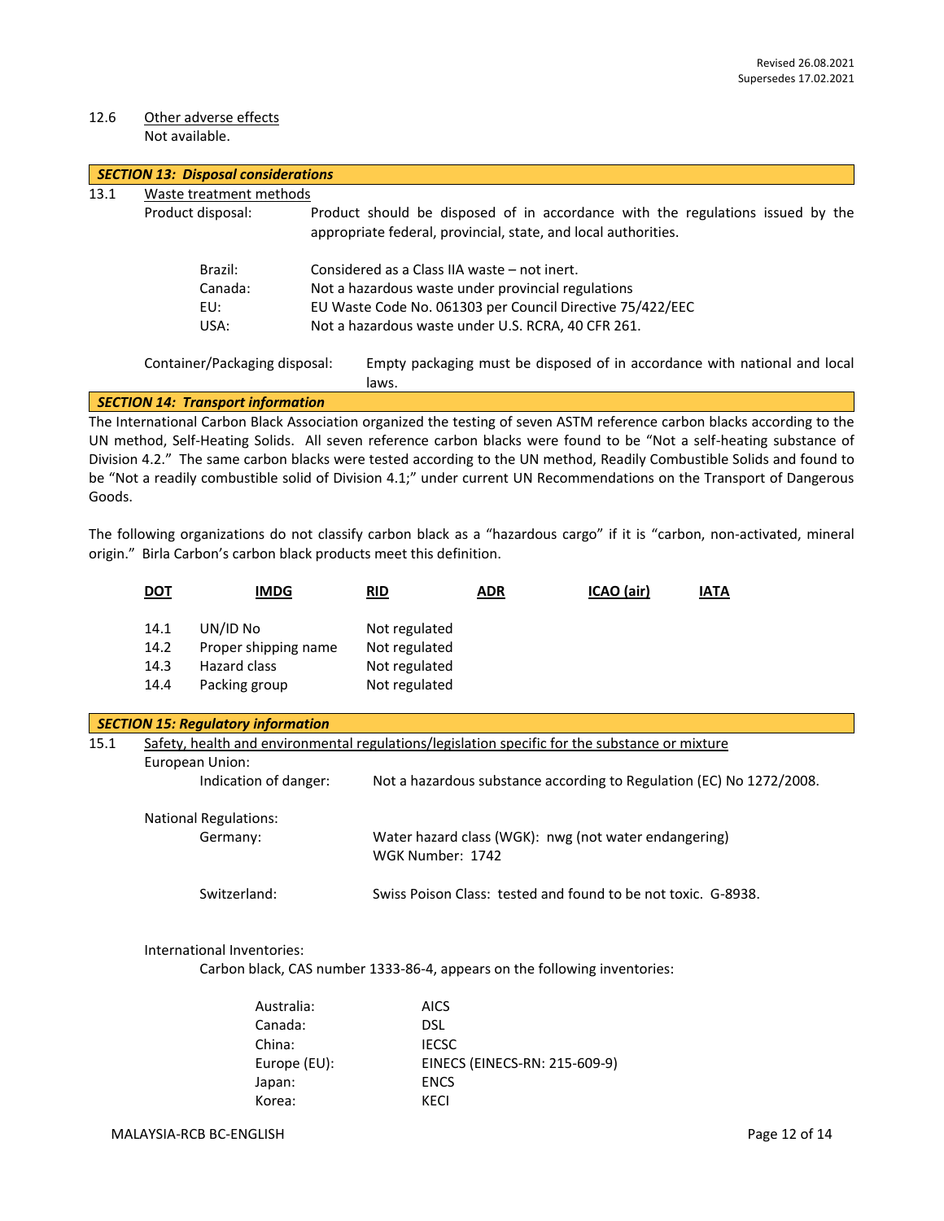12.6 Other adverse effects
Not available.

## SECTION 13: Disposal considerations

13.1 Waste treatment methods

Product disposal: Product should be disposed of in accordance with the regulations issued by the appropriate federal, provincial, state, and local authorities.

| | |
|---|---|
| Brazil: | Considered as a Class IIA waste – not inert. |
| Canada: | Not a hazardous waste under provincial regulations |
| EU: | EU Waste Code No. 061303 per Council Directive 75/422/EEC |
| USA: | Not a hazardous waste under U.S. RCRA, 40 CFR 261. |

Container/Packaging disposal: Empty packaging must be disposed of in accordance with national and local laws.

## SECTION 14: Transport information

The International Carbon Black Association organized the testing of seven ASTM reference carbon blacks according to the UN method, Self-Heating Solids. All seven reference carbon blacks were found to be "Not a self-heating substance of Division 4.2." The same carbon blacks were tested according to the UN method, Readily Combustible Solids and found to be "Not a readily combustible solid of Division 4.1;" under current UN Recommendations on the Transport of Dangerous Goods.

The following organizations do not classify carbon black as a "hazardous cargo" if it is "carbon, non-activated, mineral origin." Birla Carbon's carbon black products meet this definition.

**DOT** **IMDG** **RID** **ADR** **ICAO (air)** **IATA**

| | | |
|---|---|---|
| 14.1 | UN/ID No | Not regulated |
| 14.2 | Proper shipping name | Not regulated |
| 14.3 | Hazard class | Not regulated |
| 14.4 | Packing group | Not regulated |

## SECTION 15: Regulatory information

15.1 Safety, health and environmental regulations/legislation specific for the substance or mixture

European Union:

Indication of danger: Not a hazardous substance according to Regulation (EC) No 1272/2008.

National Regulations:

Germany: Water hazard class (WGK): nwg (not water endangering)
WGK Number: 1742

Switzerland: Swiss Poison Class: tested and found to be not toxic. G-8938.

International Inventories:

Carbon black, CAS number 1333-86-4, appears on the following inventories:

| | |
|---|---|
| Australia: | AICS |
| Canada: | DSL |
| China: | IECSC |
| Europe (EU): | EINECS (EINECS-RN: 215-609-9) |
| Japan: | ENCS |
| Korea: | KECI |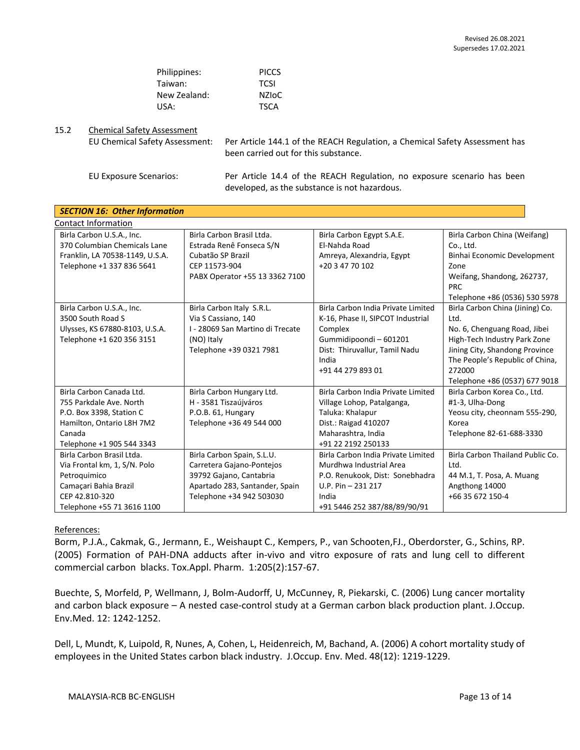| | |
|---|---|
| Philippines: | PICCS |
| Taiwan: | TCSI |
| New Zealand: | NZIoC |
| USA: | TSCA |

15.2 Chemical Safety Assessment

EU Chemical Safety Assessment: Per Article 144.1 of the REACH Regulation, a Chemical Safety Assessment has been carried out for this substance.

EU Exposure Scenarios: Per Article 14.4 of the REACH Regulation, no exposure scenario has been developed, as the substance is not hazardous.

## *SECTION 16: Other Information*

Contact Information

| | | | |
|---|---|---|---|
| Birla Carbon U.S.A., Inc.<br>370 Columbian Chemicals Lane<br>Franklin, LA 70538-1149, U.S.A.<br>Telephone +1 337 836 5641 | Birla Carbon Brasil Ltda.<br>Estrada Renê Fonseca S/N<br>Cubatão SP Brazil<br>CEP 11573-904<br>PABX Operator +55 13 3362 7100 | Birla Carbon Egypt S.A.E.<br>El-Nahda Road<br>Amreya, Alexandria, Egypt<br>+20 3 47 70 102 | Birla Carbon China (Weifang) Co., Ltd.<br>Binhai Economic Development Zone<br>Weifang, Shandong, 262737, PRC<br>Telephone +86 (0536) 530 5978 |
| Birla Carbon U.S.A., Inc.<br>3500 South Road S<br>Ulysses, KS 67880-8103, U.S.A.<br>Telephone +1 620 356 3151 | Birla Carbon Italy S.R.L.<br>Via S Cassiano, 140<br>I - 28069 San Martino di Trecate (NO) Italy<br>Telephone +39 0321 7981 | Birla Carbon India Private Limited<br>K-16, Phase II, SIPCOT Industrial Complex<br>Gummidipoondi – 601201<br>Dist: Thiruvallur, Tamil Nadu<br>India<br>+91 44 279 893 01 | Birla Carbon China (Jining) Co. Ltd.<br>No. 6, Chenguang Road, Jibei High-Tech Industry Park Zone<br>Jining City, Shandong Province<br>The People's Republic of China, 272000<br>Telephone +86 (0537) 677 9018 |
| Birla Carbon Canada Ltd.<br>755 Parkdale Ave. North<br>P.O. Box 3398, Station C<br>Hamilton, Ontario L8H 7M2<br>Canada<br>Telephone +1 905 544 3343 | Birla Carbon Hungary Ltd.<br>H - 3581 Tiszaújváros<br>P.O.B. 61, Hungary<br>Telephone +36 49 544 000 | Birla Carbon India Private Limited<br>Village Lohop, Patalganga,<br>Taluka: Khalapur<br>Dist.: Raigad 410207<br>Maharashtra, India<br>+91 22 2192 250133 | Birla Carbon Korea Co., Ltd.<br>#1-3, Ulha-Dong<br>Yeosu city, cheonnam 555-290, Korea<br>Telephone 82-61-688-3330 |
| Birla Carbon Brasil Ltda.<br>Via Frontal km, 1, S/N. Polo Petroquimico<br>Camaçari Bahia Brazil<br>CEP 42.810-320<br>Telephone +55 71 3616 1100 | Birla Carbon Spain, S.L.U.<br>Carretera Gajano-Pontejos<br>39792 Gajano, Cantabria<br>Apartado 283, Santander, Spain<br>Telephone +34 942 503030 | Birla Carbon India Private Limited<br>Murdhwa Industrial Area<br>P.O. Renukook, Dist: Sonebhadra<br>U.P. Pin – 231 217<br>India<br>+91 5446 252 387/88/89/90/91 | Birla Carbon Thailand Public Co. Ltd.<br>44 M.1, T. Posa, A. Muang<br>Angthong 14000<br>+66 35 672 150-4 |

References:

Borm, P.J.A., Cakmak, G., Jermann, E., Weishaupt C., Kempers, P., van Schooten,FJ., Oberdorster, G., Schins, RP. (2005) Formation of PAH-DNA adducts after in-vivo and vitro exposure of rats and lung cell to different commercial carbon blacks. Tox.Appl. Pharm. 1:205(2):157-67.

Buechte, S, Morfeld, P, Wellmann, J, Bolm-Audorff, U, McCunney, R, Piekarski, C. (2006) Lung cancer mortality and carbon black exposure – A nested case-control study at a German carbon black production plant. J.Occup. Env.Med. 12: 1242-1252.

Dell, L, Mundt, K, Luipold, R, Nunes, A, Cohen, L, Heidenreich, M, Bachand, A. (2006) A cohort mortality study of employees in the United States carbon black industry. J.Occup. Env. Med. 48(12): 1219-1229.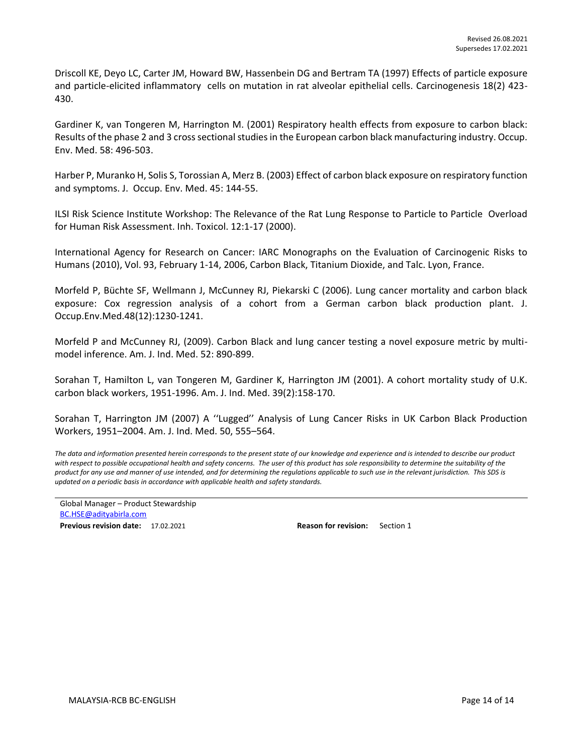Driscoll KE, Deyo LC, Carter JM, Howard BW, Hassenbein DG and Bertram TA (1997) Effects of particle exposure and particle-elicited inflammatory cells on mutation in rat alveolar epithelial cells. Carcinogenesis 18(2) 423-430.

Gardiner K, van Tongeren M, Harrington M. (2001) Respiratory health effects from exposure to carbon black: Results of the phase 2 and 3 cross sectional studies in the European carbon black manufacturing industry. Occup. Env. Med. 58: 496-503.

Harber P, Muranko H, Solis S, Torossian A, Merz B. (2003) Effect of carbon black exposure on respiratory function and symptoms. J. Occup. Env. Med. 45: 144-55.

ILSI Risk Science Institute Workshop: The Relevance of the Rat Lung Response to Particle to Particle Overload for Human Risk Assessment. Inh. Toxicol. 12:1-17 (2000).

International Agency for Research on Cancer: IARC Monographs on the Evaluation of Carcinogenic Risks to Humans (2010), Vol. 93, February 1-14, 2006, Carbon Black, Titanium Dioxide, and Talc. Lyon, France.

Morfeld P, Büchte SF, Wellmann J, McCunney RJ, Piekarski C (2006). Lung cancer mortality and carbon black exposure: Cox regression analysis of a cohort from a German carbon black production plant. J. Occup.Env.Med.48(12):1230-1241.

Morfeld P and McCunney RJ, (2009). Carbon Black and lung cancer testing a novel exposure metric by multi-model inference. Am. J. Ind. Med. 52: 890-899.

Sorahan T, Hamilton L, van Tongeren M, Gardiner K, Harrington JM (2001). A cohort mortality study of U.K. carbon black workers, 1951-1996. Am. J. Ind. Med. 39(2):158-170.

Sorahan T, Harrington JM (2007) A ''Lugged'' Analysis of Lung Cancer Risks in UK Carbon Black Production Workers, 1951–2004. Am. J. Ind. Med. 50, 555–564.

*The data and information presented herein corresponds to the present state of our knowledge and experience and is intended to describe our product with respect to possible occupational health and safety concerns. The user of this product has sole responsibility to determine the suitability of the product for any use and manner of use intended, and for determining the regulations applicable to such use in the relevant jurisdiction. This SDS is updated on a periodic basis in accordance with applicable health and safety standards.*

---

Global Manager – Product Stewardship
BC.HSE@adityabirla.com

**Previous revision date:** 17.02.2021 **Reason for revision:** Section 1